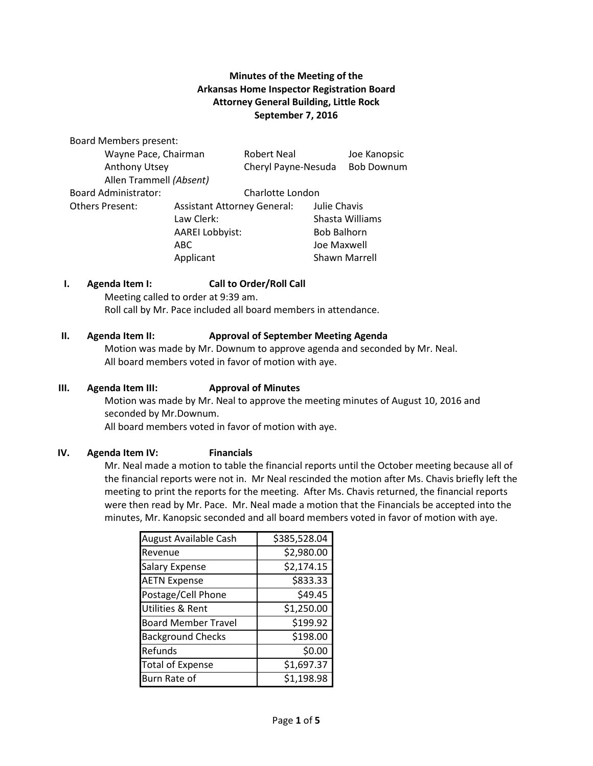**Minutes of the Meeting of the**
**Arkansas Home Inspector Registration Board**
**Attorney General Building, Little Rock**
**September 7, 2016**

Board Members present:

| | | |
|---|---|---|
| Wayne Pace, Chairman | Robert Neal | Joe Kanopsic |
| Anthony Utsey | Cheryl Payne-Nesuda | Bob Downum |
| Allen Trammell *(Absent)* | | |

Board Administrator: Charlotte London

Others Present:

| | |
|---|---|
| Assistant Attorney General: | Julie Chavis |
| Law Clerk: | Shasta Williams |
| AAREI Lobbyist: | Bob Balhorn |
| ABC | Joe Maxwell |
| Applicant | Shawn Marrell |

**I. Agenda Item I: Call to Order/Roll Call**

Meeting called to order at 9:39 am.
Roll call by Mr. Pace included all board members in attendance.

**II. Agenda Item II: Approval of September Meeting Agenda**

Motion was made by Mr. Downum to approve agenda and seconded by Mr. Neal.
All board members voted in favor of motion with aye.

**III. Agenda Item III: Approval of Minutes**

Motion was made by Mr. Neal to approve the meeting minutes of August 10, 2016 and seconded by Mr.Downum.
All board members voted in favor of motion with aye.

**IV. Agenda Item IV: Financials**

Mr. Neal made a motion to table the financial reports until the October meeting because all of the financial reports were not in. Mr Neal rescinded the motion after Ms. Chavis briefly left the meeting to print the reports for the meeting. After Ms. Chavis returned, the financial reports were then read by Mr. Pace. Mr. Neal made a motion that the Financials be accepted into the minutes, Mr. Kanopsic seconded and all board members voted in favor of motion with aye.

| August Available Cash | $385,528.04 |
|---|---:|
| Revenue | $2,980.00 |
| Salary Expense | $2,174.15 |
| AETN Expense | $833.33 |
| Postage/Cell Phone | $49.45 |
| Utilities & Rent | $1,250.00 |
| Board Member Travel | $199.92 |
| Background Checks | $198.00 |
| Refunds | $0.00 |
| Total of Expense | $1,697.37 |
| Burn Rate of | $1,198.98 |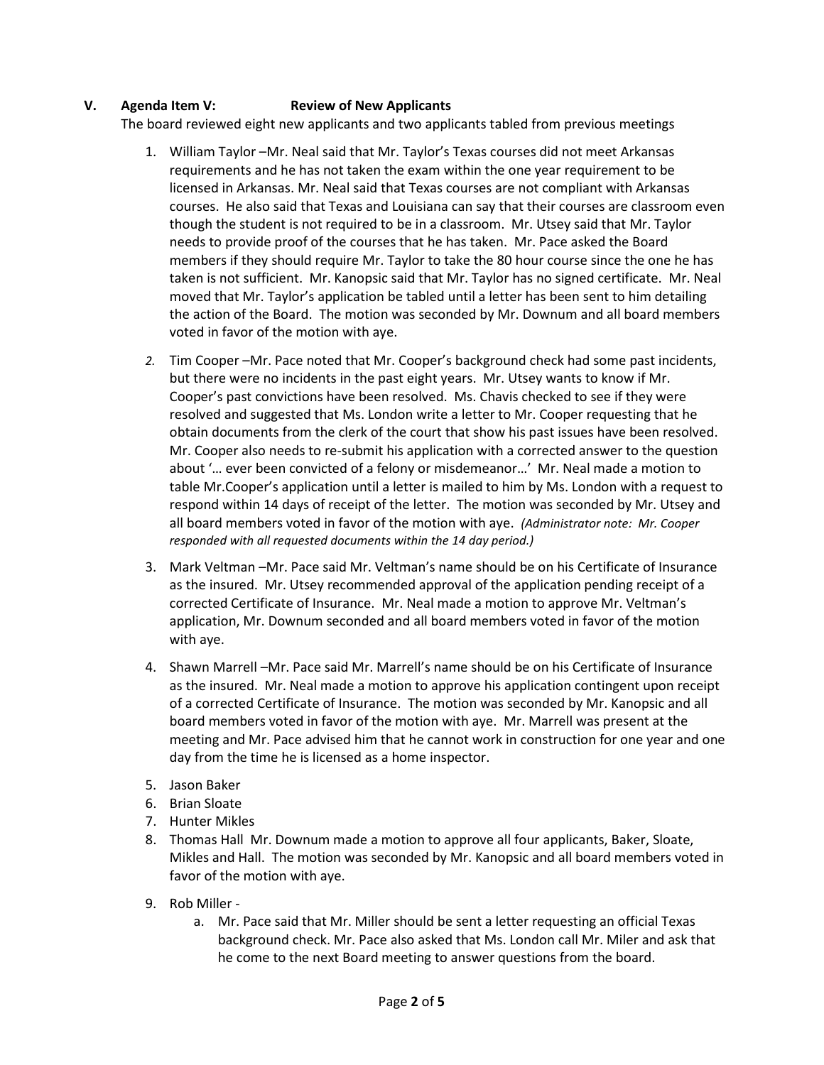**V. Agenda Item V: Review of New Applicants**

The board reviewed eight new applicants and two applicants tabled from previous meetings

1. William Taylor –Mr. Neal said that Mr. Taylor's Texas courses did not meet Arkansas requirements and he has not taken the exam within the one year requirement to be licensed in Arkansas. Mr. Neal said that Texas courses are not compliant with Arkansas courses. He also said that Texas and Louisiana can say that their courses are classroom even though the student is not required to be in a classroom. Mr. Utsey said that Mr. Taylor needs to provide proof of the courses that he has taken. Mr. Pace asked the Board members if they should require Mr. Taylor to take the 80 hour course since the one he has taken is not sufficient. Mr. Kanopsic said that Mr. Taylor has no signed certificate. Mr. Neal moved that Mr. Taylor's application be tabled until a letter has been sent to him detailing the action of the Board. The motion was seconded by Mr. Downum and all board members voted in favor of the motion with aye.

2. Tim Cooper –Mr. Pace noted that Mr. Cooper's background check had some past incidents, but there were no incidents in the past eight years. Mr. Utsey wants to know if Mr. Cooper's past convictions have been resolved. Ms. Chavis checked to see if they were resolved and suggested that Ms. London write a letter to Mr. Cooper requesting that he obtain documents from the clerk of the court that show his past issues have been resolved. Mr. Cooper also needs to re-submit his application with a corrected answer to the question about '… ever been convicted of a felony or misdemeanor…' Mr. Neal made a motion to table Mr.Cooper's application until a letter is mailed to him by Ms. London with a request to respond within 14 days of receipt of the letter. The motion was seconded by Mr. Utsey and all board members voted in favor of the motion with aye. *(Administrator note: Mr. Cooper responded with all requested documents within the 14 day period.)*

3. Mark Veltman –Mr. Pace said Mr. Veltman's name should be on his Certificate of Insurance as the insured. Mr. Utsey recommended approval of the application pending receipt of a corrected Certificate of Insurance. Mr. Neal made a motion to approve Mr. Veltman's application, Mr. Downum seconded and all board members voted in favor of the motion with aye.

4. Shawn Marrell –Mr. Pace said Mr. Marrell's name should be on his Certificate of Insurance as the insured. Mr. Neal made a motion to approve his application contingent upon receipt of a corrected Certificate of Insurance. The motion was seconded by Mr. Kanopsic and all board members voted in favor of the motion with aye. Mr. Marrell was present at the meeting and Mr. Pace advised him that he cannot work in construction for one year and one day from the time he is licensed as a home inspector.

5. Jason Baker
6. Brian Sloate
7. Hunter Mikles
8. Thomas Hall Mr. Downum made a motion to approve all four applicants, Baker, Sloate, Mikles and Hall. The motion was seconded by Mr. Kanopsic and all board members voted in favor of the motion with aye.

9. Rob Miller -
   a. Mr. Pace said that Mr. Miller should be sent a letter requesting an official Texas background check. Mr. Pace also asked that Ms. London call Mr. Miler and ask that he come to the next Board meeting to answer questions from the board.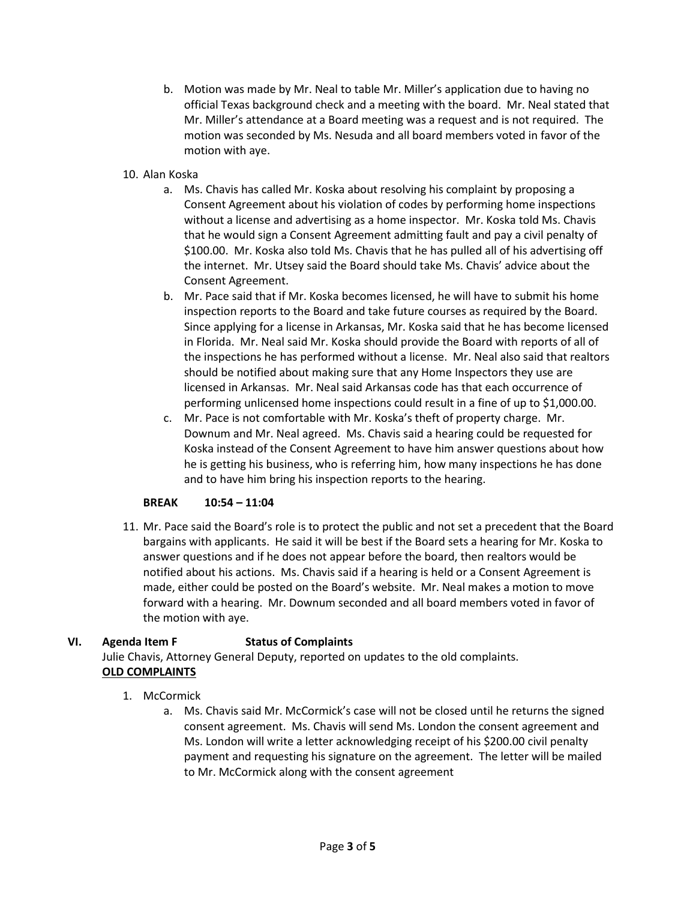b. Motion was made by Mr. Neal to table Mr. Miller's application due to having no official Texas background check and a meeting with the board. Mr. Neal stated that Mr. Miller's attendance at a Board meeting was a request and is not required. The motion was seconded by Ms. Nesuda and all board members voted in favor of the motion with aye.

10. Alan Koska
    a. Ms. Chavis has called Mr. Koska about resolving his complaint by proposing a Consent Agreement about his violation of codes by performing home inspections without a license and advertising as a home inspector. Mr. Koska told Ms. Chavis that he would sign a Consent Agreement admitting fault and pay a civil penalty of $100.00. Mr. Koska also told Ms. Chavis that he has pulled all of his advertising off the internet. Mr. Utsey said the Board should take Ms. Chavis' advice about the Consent Agreement.
    b. Mr. Pace said that if Mr. Koska becomes licensed, he will have to submit his home inspection reports to the Board and take future courses as required by the Board. Since applying for a license in Arkansas, Mr. Koska said that he has become licensed in Florida. Mr. Neal said Mr. Koska should provide the Board with reports of all of the inspections he has performed without a license. Mr. Neal also said that realtors should be notified about making sure that any Home Inspectors they use are licensed in Arkansas. Mr. Neal said Arkansas code has that each occurrence of performing unlicensed home inspections could result in a fine of up to $1,000.00.
    c. Mr. Pace is not comfortable with Mr. Koska's theft of property charge. Mr. Downum and Mr. Neal agreed. Ms. Chavis said a hearing could be requested for Koska instead of the Consent Agreement to have him answer questions about how he is getting his business, who is referring him, how many inspections he has done and to have him bring his inspection reports to the hearing.

**BREAK 10:54 – 11:04**

11. Mr. Pace said the Board's role is to protect the public and not set a precedent that the Board bargains with applicants. He said it will be best if the Board sets a hearing for Mr. Koska to answer questions and if he does not appear before the board, then realtors would be notified about his actions. Ms. Chavis said if a hearing is held or a Consent Agreement is made, either could be posted on the Board's website. Mr. Neal makes a motion to move forward with a hearing. Mr. Downum seconded and all board members voted in favor of the motion with aye.

## VI. Agenda Item F Status of Complaints

Julie Chavis, Attorney General Deputy, reported on updates to the old complaints.

**OLD COMPLAINTS**

1. McCormick
   a. Ms. Chavis said Mr. McCormick's case will not be closed until he returns the signed consent agreement. Ms. Chavis will send Ms. London the consent agreement and Ms. London will write a letter acknowledging receipt of his $200.00 civil penalty payment and requesting his signature on the agreement. The letter will be mailed to Mr. McCormick along with the consent agreement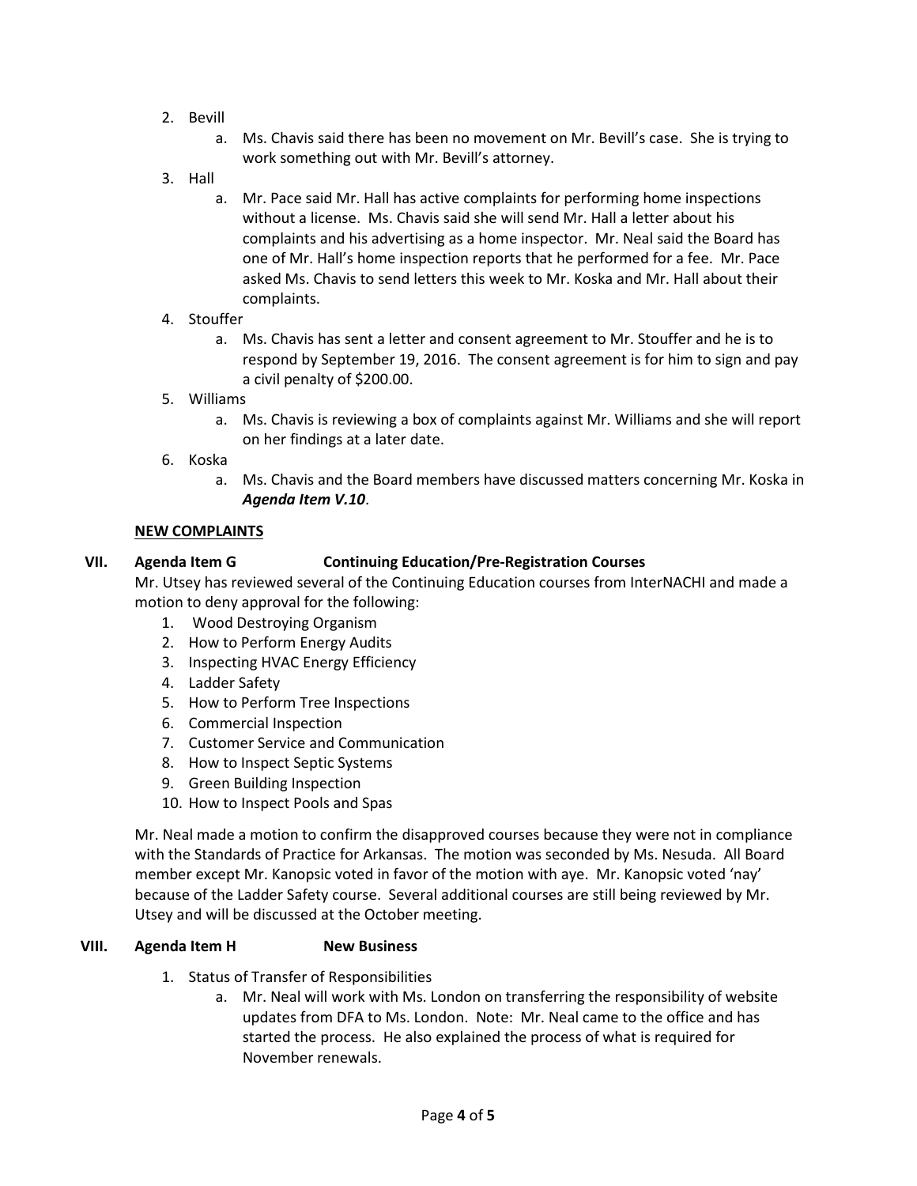2. Bevill
    a. Ms. Chavis said there has been no movement on Mr. Bevill's case. She is trying to work something out with Mr. Bevill's attorney.
3. Hall
    a. Mr. Pace said Mr. Hall has active complaints for performing home inspections without a license. Ms. Chavis said she will send Mr. Hall a letter about his complaints and his advertising as a home inspector. Mr. Neal said the Board has one of Mr. Hall's home inspection reports that he performed for a fee. Mr. Pace asked Ms. Chavis to send letters this week to Mr. Koska and Mr. Hall about their complaints.
4. Stouffer
    a. Ms. Chavis has sent a letter and consent agreement to Mr. Stouffer and he is to respond by September 19, 2016. The consent agreement is for him to sign and pay a civil penalty of $200.00.
5. Williams
    a. Ms. Chavis is reviewing a box of complaints against Mr. Williams and she will report on her findings at a later date.
6. Koska
    a. Ms. Chavis and the Board members have discussed matters concerning Mr. Koska in ***Agenda Item V.10***.

**NEW COMPLAINTS**

## VII. Agenda Item G — Continuing Education/Pre-Registration Courses

Mr. Utsey has reviewed several of the Continuing Education courses from InterNACHI and made a motion to deny approval for the following:

1. Wood Destroying Organism
2. How to Perform Energy Audits
3. Inspecting HVAC Energy Efficiency
4. Ladder Safety
5. How to Perform Tree Inspections
6. Commercial Inspection
7. Customer Service and Communication
8. How to Inspect Septic Systems
9. Green Building Inspection
10. How to Inspect Pools and Spas

Mr. Neal made a motion to confirm the disapproved courses because they were not in compliance with the Standards of Practice for Arkansas. The motion was seconded by Ms. Nesuda. All Board member except Mr. Kanopsic voted in favor of the motion with aye. Mr. Kanopsic voted 'nay' because of the Ladder Safety course. Several additional courses are still being reviewed by Mr. Utsey and will be discussed at the October meeting.

## VIII. Agenda Item H — New Business

1. Status of Transfer of Responsibilities
    a. Mr. Neal will work with Ms. London on transferring the responsibility of website updates from DFA to Ms. London. Note: Mr. Neal came to the office and has started the process. He also explained the process of what is required for November renewals.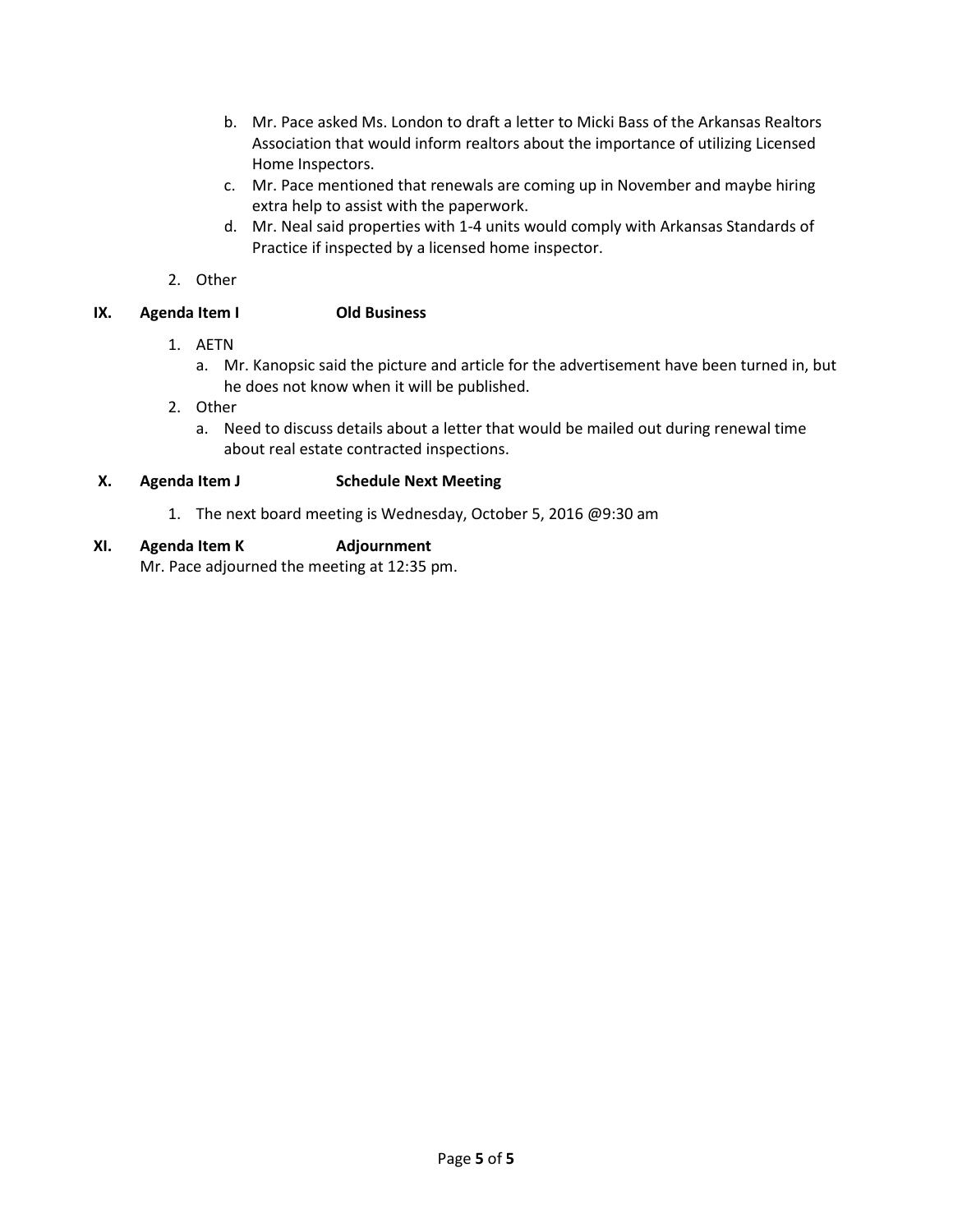b. Mr. Pace asked Ms. London to draft a letter to Micki Bass of the Arkansas Realtors Association that would inform realtors about the importance of utilizing Licensed Home Inspectors.
   c. Mr. Pace mentioned that renewals are coming up in November and maybe hiring extra help to assist with the paperwork.
   d. Mr. Neal said properties with 1-4 units would comply with Arkansas Standards of Practice if inspected by a licensed home inspector.

2. Other

**IX. Agenda Item I Old Business**

1. AETN
   a. Mr. Kanopsic said the picture and article for the advertisement have been turned in, but he does not know when it will be published.
2. Other
   a. Need to discuss details about a letter that would be mailed out during renewal time about real estate contracted inspections.

**X. Agenda Item J Schedule Next Meeting**

1. The next board meeting is Wednesday, October 5, 2016 @9:30 am

**XI. Agenda Item K Adjournment**

Mr. Pace adjourned the meeting at 12:35 pm.